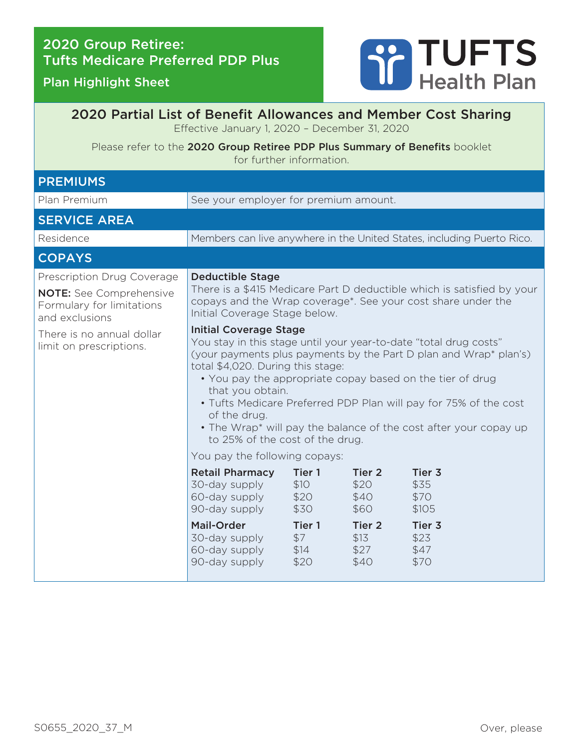# 2020 Group Retiree: Tufts Medicare Preferred PDP Plus

## Plan Highlight Sheet

TUFTS Health Plan

## 2020 Partial List of Benefit Allowances and Member Cost Sharing

Effective January 1, 2020 – December 31, 2020

Please refer to the **2020 Group Retiree PDP Plus Summary of Benefits** booklet for further information.

### PREMIUMS

| | |
|---|---|
| Plan Premium | See your employer for premium amount. |

### SERVICE AREA

| | |
|---|---|
| Residence | Members can live anywhere in the United States, including Puerto Rico. |

### COPAYS

**Prescription Drug Coverage**

**NOTE:** See Comprehensive Formulary for limitations and exclusions

There is no annual dollar limit on prescriptions.

**Deductible Stage**

There is a $415 Medicare Part D deductible which is satisfied by your copays and the Wrap coverage*. See your cost share under the Initial Coverage Stage below.

**Initial Coverage Stage**

You stay in this stage until your year-to-date "total drug costs" (your payments plus payments by the Part D plan and Wrap* plan's) total $4,020. During this stage:

- You pay the appropriate copay based on the tier of drug that you obtain.
- Tufts Medicare Preferred PDP Plan will pay for 75% of the cost of the drug.
- The Wrap* will pay the balance of the cost after your copay up to 25% of the cost of the drug.

You pay the following copays:

| Retail Pharmacy | Tier 1 | Tier 2 | Tier 3 |
|---|---|---|---|
| 30-day supply | $10 | $20 | $35 |
| 60-day supply | $20 | $40 | $70 |
| 90-day supply | $30 | $60 | $105 |

| Mail-Order | Tier 1 | Tier 2 | Tier 3 |
|---|---|---|---|
| 30-day supply | $7 | $13 | $23 |
| 60-day supply | $14 | $27 | $47 |
| 90-day supply | $20 | $40 | $70 |

S0655_2020_37_M

Over, please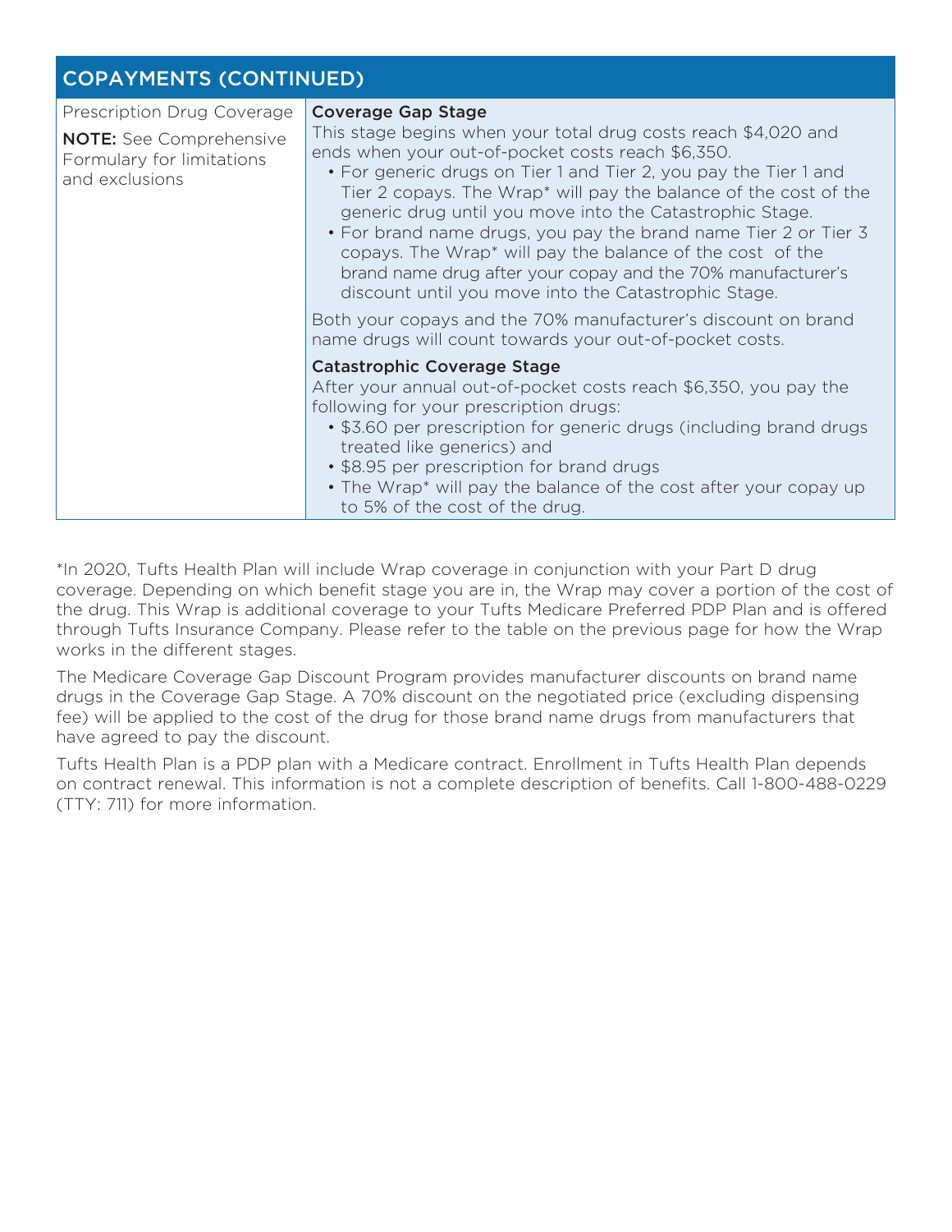| COPAYMENTS (CONTINUED) | |
|---|---|
| Prescription Drug Coverage<br><br>**NOTE:** See Comprehensive Formulary for limitations and exclusions | **Coverage Gap Stage**<br>This stage begins when your total drug costs reach $4,020 and ends when your out-of-pocket costs reach $6,350.<br>• For generic drugs on Tier 1 and Tier 2, you pay the Tier 1 and Tier 2 copays. The Wrap* will pay the balance of the cost of the generic drug until you move into the Catastrophic Stage.<br>• For brand name drugs, you pay the brand name Tier 2 or Tier 3 copays. The Wrap* will pay the balance of the cost of the brand name drug after your copay and the 70% manufacturer's discount until you move into the Catastrophic Stage.<br><br>Both your copays and the 70% manufacturer's discount on brand name drugs will count towards your out-of-pocket costs.<br><br>**Catastrophic Coverage Stage**<br>After your annual out-of-pocket costs reach $6,350, you pay the following for your prescription drugs:<br>• $3.60 per prescription for generic drugs (including brand drugs treated like generics) and<br>• $8.95 per prescription for brand drugs<br>• The Wrap* will pay the balance of the cost after your copay up to 5% of the cost of the drug. |

*In 2020, Tufts Health Plan will include Wrap coverage in conjunction with your Part D drug coverage. Depending on which benefit stage you are in, the Wrap may cover a portion of the cost of the drug. This Wrap is additional coverage to your Tufts Medicare Preferred PDP Plan and is offered through Tufts Insurance Company. Please refer to the table on the previous page for how the Wrap works in the different stages.

The Medicare Coverage Gap Discount Program provides manufacturer discounts on brand name drugs in the Coverage Gap Stage. A 70% discount on the negotiated price (excluding dispensing fee) will be applied to the cost of the drug for those brand name drugs from manufacturers that have agreed to pay the discount.

Tufts Health Plan is a PDP plan with a Medicare contract. Enrollment in Tufts Health Plan depends on contract renewal. This information is not a complete description of benefits. Call 1-800-488-0229 (TTY: 711) for more information.